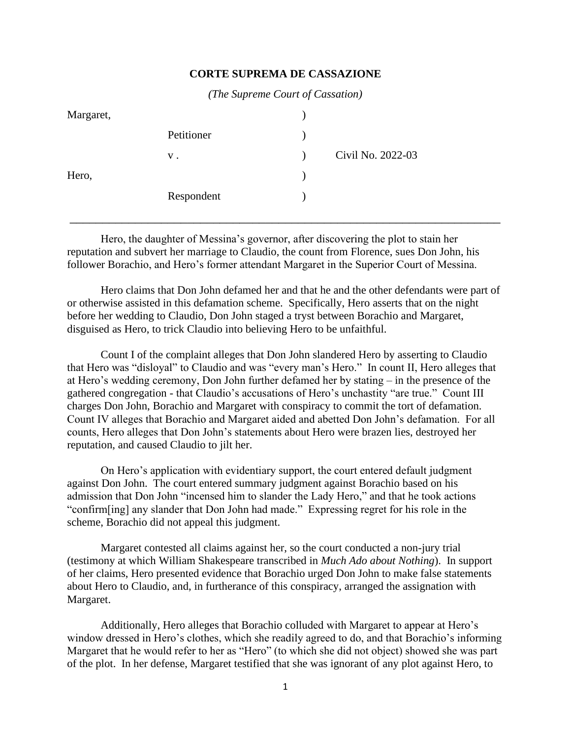**CORTE SUPREMA DE CASSAZIONE**

*(The Supreme Court of Cassation)*

| | | | |
|---|---|---|---|
| Margaret, | | ) | |
| | Petitioner | ) | |
| | v . | ) | Civil No. 2022-03 |
| Hero, | | ) | |
| | Respondent | ) | |

---

Hero, the daughter of Messina's governor, after discovering the plot to stain her reputation and subvert her marriage to Claudio, the count from Florence, sues Don John, his follower Borachio, and Hero's former attendant Margaret in the Superior Court of Messina.

Hero claims that Don John defamed her and that he and the other defendants were part of or otherwise assisted in this defamation scheme. Specifically, Hero asserts that on the night before her wedding to Claudio, Don John staged a tryst between Borachio and Margaret, disguised as Hero, to trick Claudio into believing Hero to be unfaithful.

Count I of the complaint alleges that Don John slandered Hero by asserting to Claudio that Hero was "disloyal" to Claudio and was "every man's Hero." In count II, Hero alleges that at Hero's wedding ceremony, Don John further defamed her by stating – in the presence of the gathered congregation - that Claudio's accusations of Hero's unchastity "are true." Count III charges Don John, Borachio and Margaret with conspiracy to commit the tort of defamation. Count IV alleges that Borachio and Margaret aided and abetted Don John's defamation. For all counts, Hero alleges that Don John's statements about Hero were brazen lies, destroyed her reputation, and caused Claudio to jilt her.

On Hero's application with evidentiary support, the court entered default judgment against Don John. The court entered summary judgment against Borachio based on his admission that Don John "incensed him to slander the Lady Hero," and that he took actions "confirm[ing] any slander that Don John had made." Expressing regret for his role in the scheme, Borachio did not appeal this judgment.

Margaret contested all claims against her, so the court conducted a non-jury trial (testimony at which William Shakespeare transcribed in *Much Ado about Nothing*). In support of her claims, Hero presented evidence that Borachio urged Don John to make false statements about Hero to Claudio, and, in furtherance of this conspiracy, arranged the assignation with Margaret.

Additionally, Hero alleges that Borachio colluded with Margaret to appear at Hero's window dressed in Hero's clothes, which she readily agreed to do, and that Borachio's informing Margaret that he would refer to her as "Hero" (to which she did not object) showed she was part of the plot. In her defense, Margaret testified that she was ignorant of any plot against Hero, to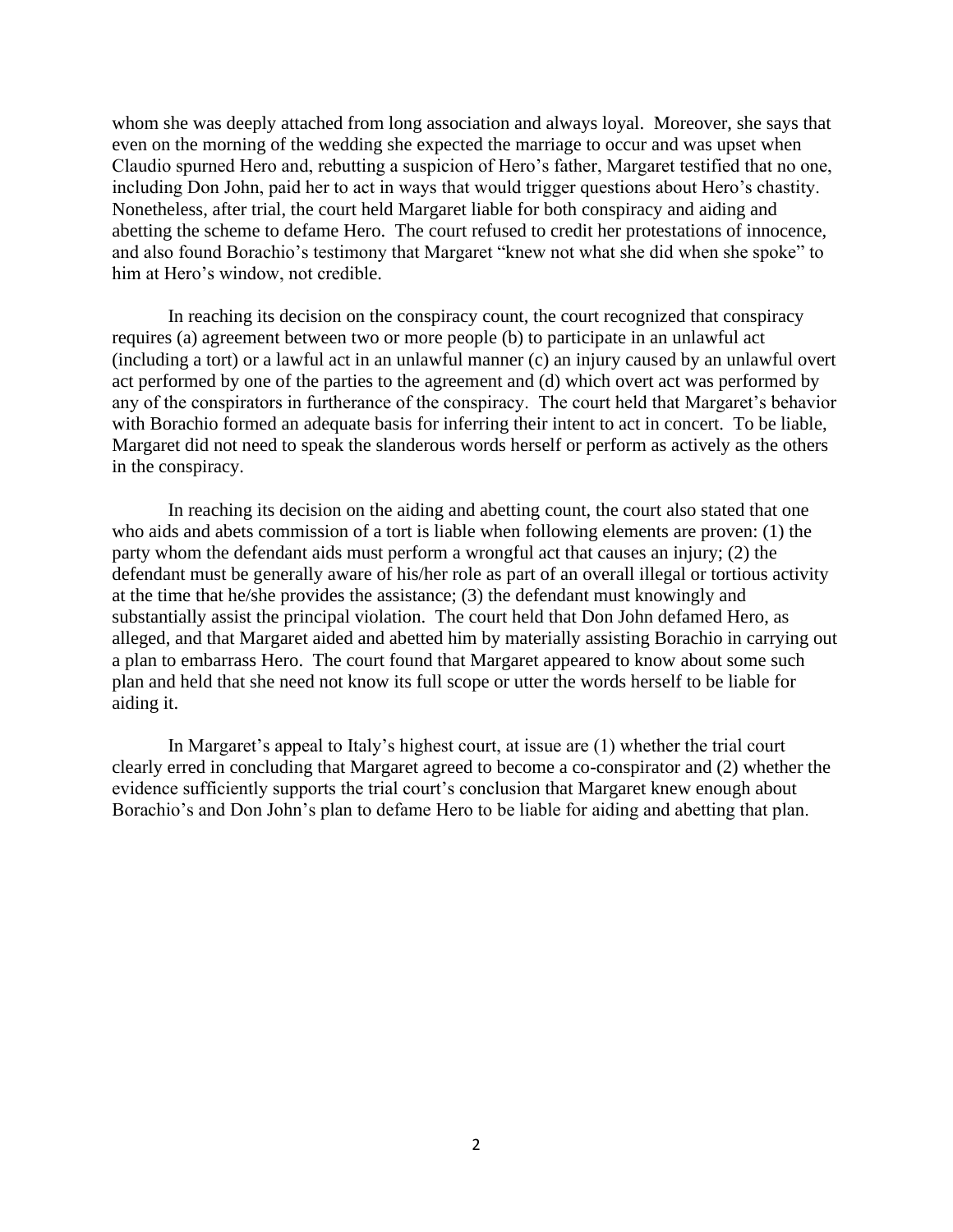whom she was deeply attached from long association and always loyal. Moreover, she says that even on the morning of the wedding she expected the marriage to occur and was upset when Claudio spurned Hero and, rebutting a suspicion of Hero's father, Margaret testified that no one, including Don John, paid her to act in ways that would trigger questions about Hero's chastity. Nonetheless, after trial, the court held Margaret liable for both conspiracy and aiding and abetting the scheme to defame Hero. The court refused to credit her protestations of innocence, and also found Borachio's testimony that Margaret "knew not what she did when she spoke" to him at Hero's window, not credible.

In reaching its decision on the conspiracy count, the court recognized that conspiracy requires (a) agreement between two or more people (b) to participate in an unlawful act (including a tort) or a lawful act in an unlawful manner (c) an injury caused by an unlawful overt act performed by one of the parties to the agreement and (d) which overt act was performed by any of the conspirators in furtherance of the conspiracy. The court held that Margaret's behavior with Borachio formed an adequate basis for inferring their intent to act in concert. To be liable, Margaret did not need to speak the slanderous words herself or perform as actively as the others in the conspiracy.

In reaching its decision on the aiding and abetting count, the court also stated that one who aids and abets commission of a tort is liable when following elements are proven: (1) the party whom the defendant aids must perform a wrongful act that causes an injury; (2) the defendant must be generally aware of his/her role as part of an overall illegal or tortious activity at the time that he/she provides the assistance; (3) the defendant must knowingly and substantially assist the principal violation. The court held that Don John defamed Hero, as alleged, and that Margaret aided and abetted him by materially assisting Borachio in carrying out a plan to embarrass Hero. The court found that Margaret appeared to know about some such plan and held that she need not know its full scope or utter the words herself to be liable for aiding it.

In Margaret's appeal to Italy's highest court, at issue are (1) whether the trial court clearly erred in concluding that Margaret agreed to become a co-conspirator and (2) whether the evidence sufficiently supports the trial court's conclusion that Margaret knew enough about Borachio's and Don John's plan to defame Hero to be liable for aiding and abetting that plan.